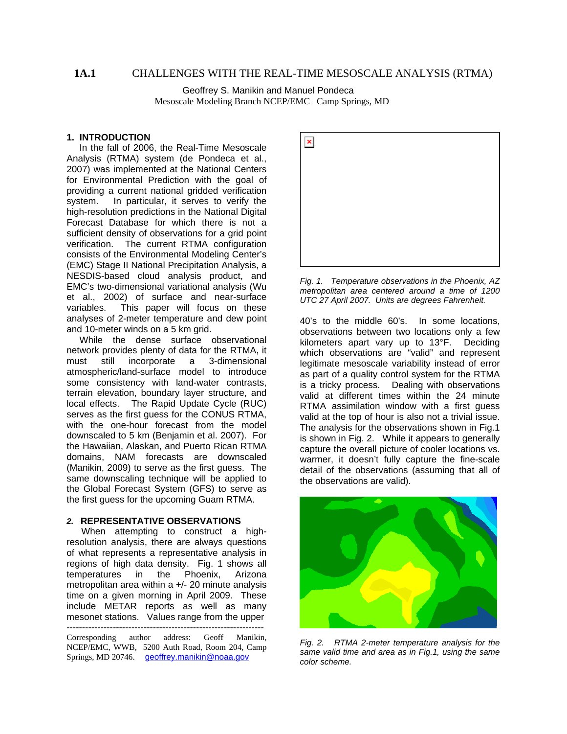# 1A.1 CHALLENGES WITH THE REAL-TIME MESOSCALE ANALYSIS (RTMA)

Geoffrey S. Manikin and Manuel Pondeca
Mesoscale Modeling Branch NCEP/EMC Camp Springs, MD

## 1. INTRODUCTION

In the fall of 2006, the Real-Time Mesoscale Analysis (RTMA) system (de Pondeca et al., 2007) was implemented at the National Centers for Environmental Prediction with the goal of providing a current national gridded verification system. In particular, it serves to verify the high-resolution predictions in the National Digital Forecast Database for which there is not a sufficient density of observations for a grid point verification. The current RTMA configuration consists of the Environmental Modeling Center's (EMC) Stage II National Precipitation Analysis, a NESDIS-based cloud analysis product, and EMC's two-dimensional variational analysis (Wu et al., 2002) of surface and near-surface variables. This paper will focus on these analyses of 2-meter temperature and dew point and 10-meter winds on a 5 km grid.

While the dense surface observational network provides plenty of data for the RTMA, it must still incorporate a 3-dimensional atmospheric/land-surface model to introduce some consistency with land-water contrasts, terrain elevation, boundary layer structure, and local effects. The Rapid Update Cycle (RUC) serves as the first guess for the CONUS RTMA, with the one-hour forecast from the model downscaled to 5 km (Benjamin et al. 2007). For the Hawaiian, Alaskan, and Puerto Rican RTMA domains, NAM forecasts are downscaled (Manikin, 2009) to serve as the first guess. The same downscaling technique will be applied to the Global Forecast System (GFS) to serve as the first guess for the upcoming Guam RTMA.

## *2.* REPRESENTATIVE OBSERVATIONS

When attempting to construct a high-resolution analysis, there are always questions of what represents a representative analysis in regions of high data density. Fig. 1 shows all temperatures in the Phoenix, Arizona metropolitan area within a +/- 20 minute analysis time on a given morning in April 2009. These include METAR reports as well as many mesonet stations. Values range from the upper 40's to the middle 60's. In some locations, observations between two locations only a few kilometers apart vary up to 13°F. Deciding which observations are "valid" and represent legitimate mesoscale variability instead of error as part of a quality control system for the RTMA is a tricky process. Dealing with observations valid at different times within the 24 minute RTMA assimilation window with a first guess valid at the top of hour is also not a trivial issue. The analysis for the observations shown in Fig.1 is shown in Fig. 2. While it appears to generally capture the overall picture of cooler locations vs. warmer, it doesn't fully capture the fine-scale detail of the observations (assuming that all of the observations are valid).

*Fig. 1. Temperature observations in the Phoenix, AZ metropolitan area centered around a time of 1200 UTC 27 April 2007. Units are degrees Fahrenheit.*

*Fig. 2. RTMA 2-meter temperature analysis for the same valid time and area as in Fig.1, using the same color scheme.*

---

Corresponding author address: Geoff Manikin, NCEP/EMC, WWB, 5200 Auth Road, Room 204, Camp Springs, MD 20746. geoffrey.manikin@noaa.gov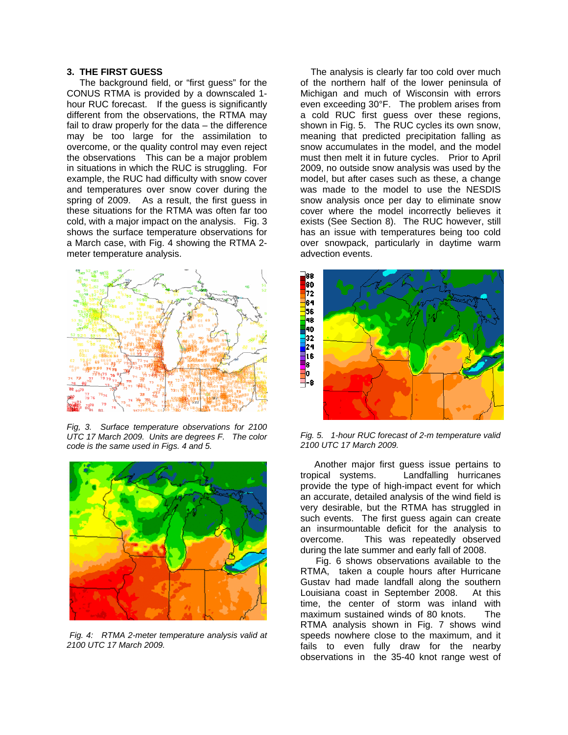## 3. THE FIRST GUESS

The background field, or "first guess" for the CONUS RTMA is provided by a downscaled 1-hour RUC forecast. If the guess is significantly different from the observations, the RTMA may fail to draw properly for the data – the difference may be too large for the assimilation to overcome, or the quality control may even reject the observations This can be a major problem in situations in which the RUC is struggling. For example, the RUC had difficulty with snow cover and temperatures over snow cover during the spring of 2009. As a result, the first guess in these situations for the RTMA was often far too cold, with a major impact on the analysis. Fig. 3 shows the surface temperature observations for a March case, with Fig. 4 showing the RTMA 2-meter temperature analysis.

*Fig, 3. Surface temperature observations for 2100 UTC 17 March 2009. Units are degrees F. The color code is the same used in Figs. 4 and 5.*

*Fig. 4: RTMA 2-meter temperature analysis valid at 2100 UTC 17 March 2009.*

The analysis is clearly far too cold over much of the northern half of the lower peninsula of Michigan and much of Wisconsin with errors even exceeding 30°F. The problem arises from a cold RUC first guess over these regions, shown in Fig. 5. The RUC cycles its own snow, meaning that predicted precipitation falling as snow accumulates in the model, and the model must then melt it in future cycles. Prior to April 2009, no outside snow analysis was used by the model, but after cases such as these, a change was made to the model to use the NESDIS snow analysis once per day to eliminate snow cover where the model incorrectly believes it exists (See Section 8). The RUC however, still has an issue with temperatures being too cold over snowpack, particularly in daytime warm advection events.

*Fig. 5. 1-hour RUC forecast of 2-m temperature valid 2100 UTC 17 March 2009.*

Another major first guess issue pertains to tropical systems. Landfalling hurricanes provide the type of high-impact event for which an accurate, detailed analysis of the wind field is very desirable, but the RTMA has struggled in such events. The first guess again can create an insurmountable deficit for the analysis to overcome. This was repeatedly observed during the late summer and early fall of 2008.

Fig. 6 shows observations available to the RTMA, taken a couple hours after Hurricane Gustav had made landfall along the southern Louisiana coast in September 2008. At this time, the center of storm was inland with maximum sustained winds of 80 knots. The RTMA analysis shown in Fig. 7 shows wind speeds nowhere close to the maximum, and it fails to even fully draw for the nearby observations in the 35-40 knot range west of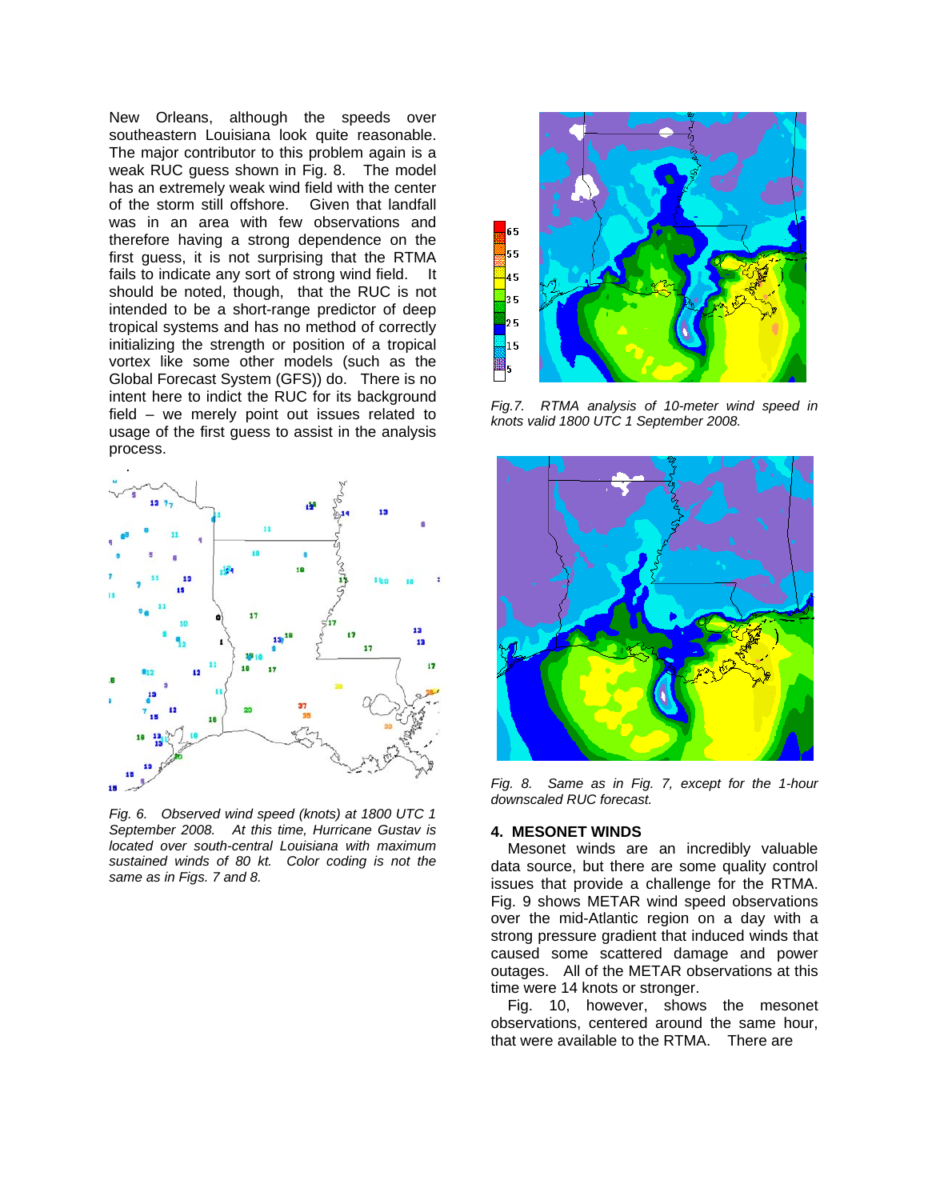New Orleans, although the speeds over southeastern Louisiana look quite reasonable. The major contributor to this problem again is a weak RUC guess shown in Fig. 8. The model has an extremely weak wind field with the center of the storm still offshore. Given that landfall was in an area with few observations and therefore having a strong dependence on the first guess, it is not surprising that the RTMA fails to indicate any sort of strong wind field. It should be noted, though, that the RUC is not intended to be a short-range predictor of deep tropical systems and has no method of correctly initializing the strength or position of a tropical vortex like some other models (such as the Global Forecast System (GFS)) do. There is no intent here to indict the RUC for its background field – we merely point out issues related to usage of the first guess to assist in the analysis process.

*Fig. 6. Observed wind speed (knots) at 1800 UTC 1 September 2008. At this time, Hurricane Gustav is located over south-central Louisiana with maximum sustained winds of 80 kt. Color coding is not the same as in Figs. 7 and 8.*

*Fig.7. RTMA analysis of 10-meter wind speed in knots valid 1800 UTC 1 September 2008.*

*Fig. 8. Same as in Fig. 7, except for the 1-hour downscaled RUC forecast.*

## 4. MESONET WINDS

Mesonet winds are an incredibly valuable data source, but there are some quality control issues that provide a challenge for the RTMA. Fig. 9 shows METAR wind speed observations over the mid-Atlantic region on a day with a strong pressure gradient that induced winds that caused some scattered damage and power outages. All of the METAR observations at this time were 14 knots or stronger.

Fig. 10, however, shows the mesonet observations, centered around the same hour, that were available to the RTMA. There are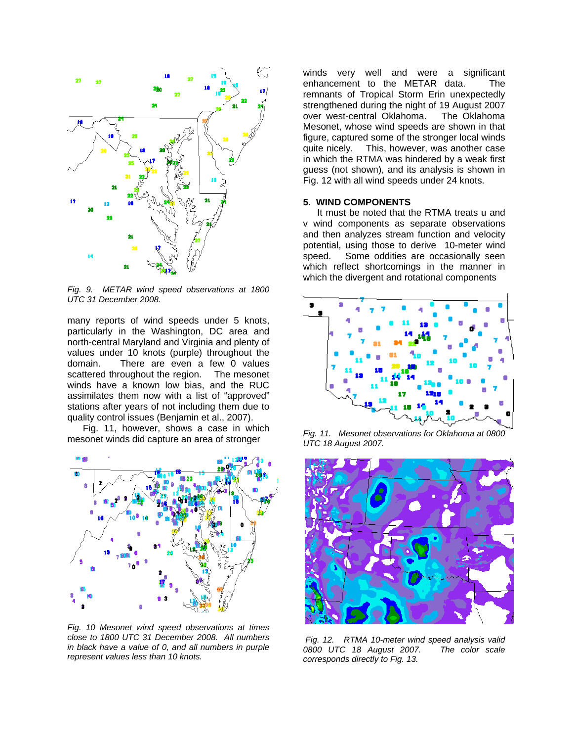*Fig. 9. METAR wind speed observations at 1800 UTC 31 December 2008.*

many reports of wind speeds under 5 knots, particularly in the Washington, DC area and north-central Maryland and Virginia and plenty of values under 10 knots (purple) throughout the domain. There are even a few 0 values scattered throughout the region. The mesonet winds have a known low bias, and the RUC assimilates them now with a list of "approved" stations after years of not including them due to quality control issues (Benjamin et al., 2007).

Fig. 11, however, shows a case in which mesonet winds did capture an area of stronger winds very well and were a significant enhancement to the METAR data. The remnants of Tropical Storm Erin unexpectedly strengthened during the night of 19 August 2007 over west-central Oklahoma. The Oklahoma Mesonet, whose wind speeds are shown in that figure, captured some of the stronger local winds quite nicely. This, however, was another case in which the RTMA was hindered by a weak first guess (not shown), and its analysis is shown in Fig. 12 with all wind speeds under 24 knots.

*Fig. 10 Mesonet wind speed observations at times close to 1800 UTC 31 December 2008. All numbers in black have a value of 0, and all numbers in purple represent values less than 10 knots.*

## 5. WIND COMPONENTS

It must be noted that the RTMA treats u and v wind components as separate observations and then analyzes stream function and velocity potential, using those to derive 10-meter wind speed. Some oddities are occasionally seen which reflect shortcomings in the manner in which the divergent and rotational components

*Fig. 11. Mesonet observations for Oklahoma at 0800 UTC 18 August 2007.*

*Fig. 12. RTMA 10-meter wind speed analysis valid 0800 UTC 18 August 2007. The color scale corresponds directly to Fig. 13.*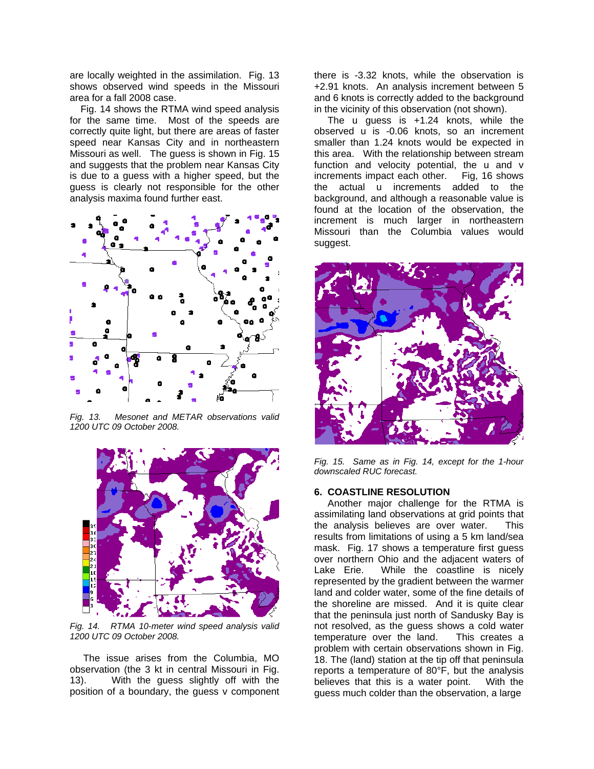are locally weighted in the assimilation. Fig. 13 shows observed wind speeds in the Missouri area for a fall 2008 case.

Fig. 14 shows the RTMA wind speed analysis for the same time. Most of the speeds are correctly quite light, but there are areas of faster speed near Kansas City and in northeastern Missouri as well. The guess is shown in Fig. 15 and suggests that the problem near Kansas City is due to a guess with a higher speed, but the guess is clearly not responsible for the other analysis maxima found further east.

*Fig. 13. Mesonet and METAR observations valid 1200 UTC 09 October 2008.*

*Fig. 14. RTMA 10-meter wind speed analysis valid 1200 UTC 09 October 2008.*

The issue arises from the Columbia, MO observation (the 3 kt in central Missouri in Fig. 13). With the guess slightly off with the position of a boundary, the guess v component there is -3.32 knots, while the observation is +2.91 knots. An analysis increment between 5 and 6 knots is correctly added to the background in the vicinity of this observation (not shown).

The u guess is +1.24 knots, while the observed u is -0.06 knots, so an increment smaller than 1.24 knots would be expected in this area. With the relationship between stream function and velocity potential, the u and v increments impact each other. Fig, 16 shows the actual u increments added to the background, and although a reasonable value is found at the location of the observation, the increment is much larger in northeastern Missouri than the Columbia values would suggest.

*Fig. 15. Same as in Fig. 14, except for the 1-hour downscaled RUC forecast.*

## 6. COASTLINE RESOLUTION

Another major challenge for the RTMA is assimilating land observations at grid points that the analysis believes are over water. This results from limitations of using a 5 km land/sea mask. Fig. 17 shows a temperature first guess over northern Ohio and the adjacent waters of Lake Erie. While the coastline is nicely represented by the gradient between the warmer land and colder water, some of the fine details of the shoreline are missed. And it is quite clear that the peninsula just north of Sandusky Bay is not resolved, as the guess shows a cold water temperature over the land. This creates a problem with certain observations shown in Fig. 18. The (land) station at the tip off that peninsula reports a temperature of 80°F, but the analysis believes that this is a water point. With the guess much colder than the observation, a large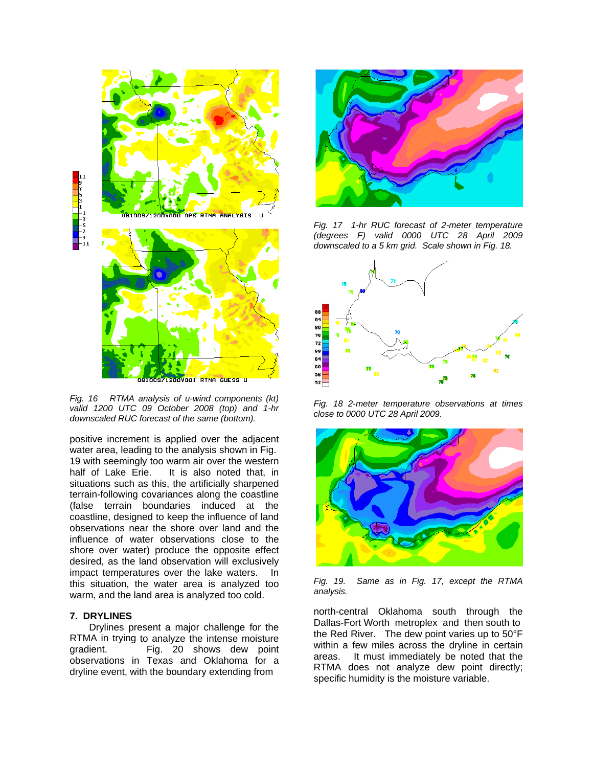*Fig. 16 RTMA analysis of u-wind components (kt) valid 1200 UTC 09 October 2008 (top) and 1-hr downscaled RUC forecast of the same (bottom).*

positive increment is applied over the adjacent water area, leading to the analysis shown in Fig. 19 with seemingly too warm air over the western half of Lake Erie. It is also noted that, in situations such as this, the artificially sharpened terrain-following covariances along the coastline (false terrain boundaries induced at the coastline, designed to keep the influence of land observations near the shore over land and the influence of water observations close to the shore over water) produce the opposite effect desired, as the land observation will exclusively impact temperatures over the lake waters. In this situation, the water area is analyzed too warm, and the land area is analyzed too cold.

## 7. DRYLINES

Drylines present a major challenge for the RTMA in trying to analyze the intense moisture gradient. Fig. 20 shows dew point observations in Texas and Oklahoma for a dryline event, with the boundary extending from north-central Oklahoma south through the Dallas-Fort Worth metroplex and then south to the Red River. The dew point varies up to 50°F within a few miles across the dryline in certain areas. It must immediately be noted that the RTMA does not analyze dew point directly; specific humidity is the moisture variable.

*Fig. 17 1-hr RUC forecast of 2-meter temperature (degrees F) valid 0000 UTC 28 April 2009 downscaled to a 5 km grid. Scale shown in Fig. 18.*

*Fig. 18 2-meter temperature observations at times close to 0000 UTC 28 April 2009.*

*Fig. 19. Same as in Fig. 17, except the RTMA analysis.*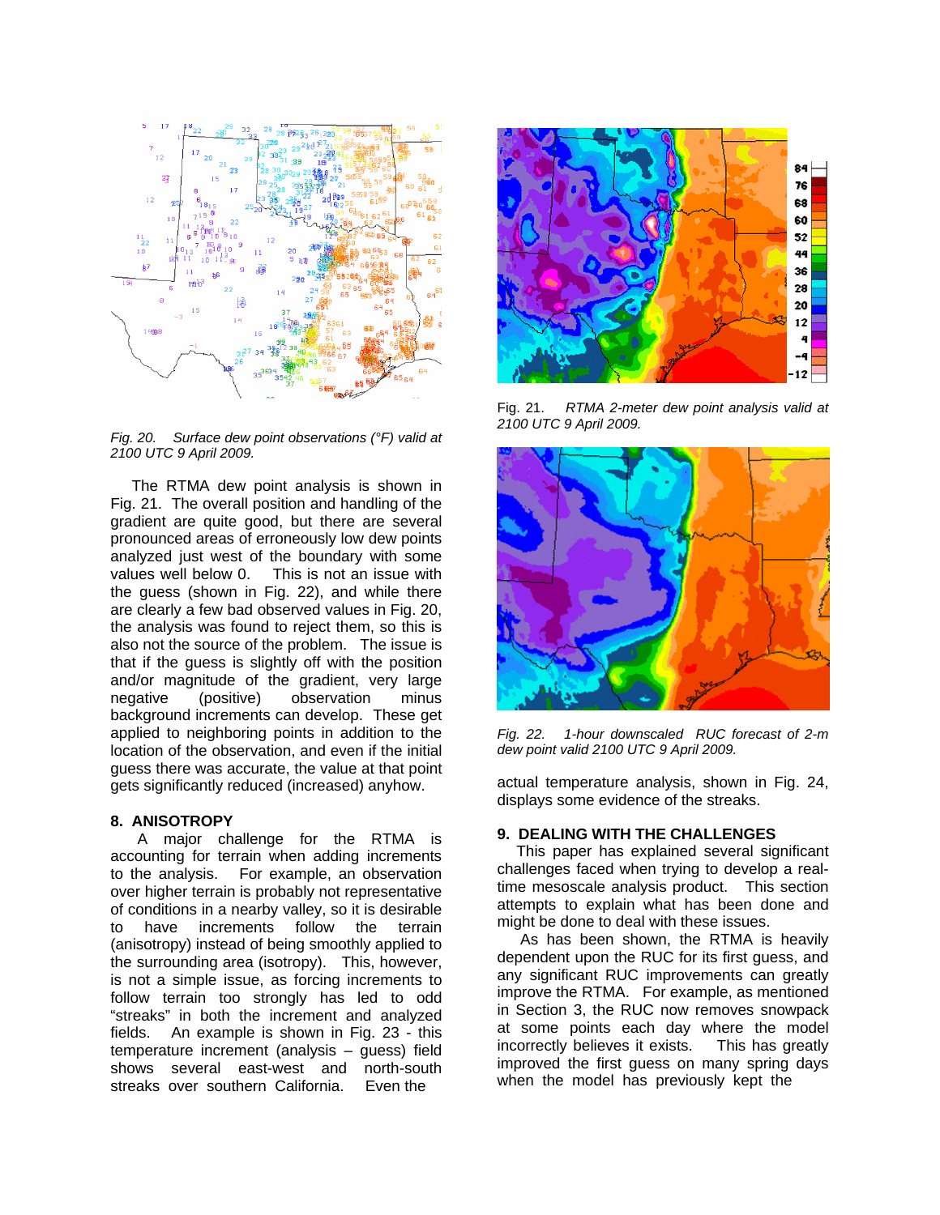*Fig. 20. Surface dew point observations (°F) valid at 2100 UTC 9 April 2009.*

The RTMA dew point analysis is shown in Fig. 21. The overall position and handling of the gradient are quite good, but there are several pronounced areas of erroneously low dew points analyzed just west of the boundary with some values well below 0. This is not an issue with the guess (shown in Fig. 22), and while there are clearly a few bad observed values in Fig. 20, the analysis was found to reject them, so this is also not the source of the problem. The issue is that if the guess is slightly off with the position and/or magnitude of the gradient, very large negative (positive) observation minus background increments can develop. These get applied to neighboring points in addition to the location of the observation, and even if the initial guess there was accurate, the value at that point gets significantly reduced (increased) anyhow.

## 8. ANISOTROPY

A major challenge for the RTMA is accounting for terrain when adding increments to the analysis. For example, an observation over higher terrain is probably not representative of conditions in a nearby valley, so it is desirable to have increments follow the terrain (anisotropy) instead of being smoothly applied to the surrounding area (isotropy). This, however, is not a simple issue, as forcing increments to follow terrain too strongly has led to odd "streaks" in both the increment and analyzed fields. An example is shown in Fig. 23 - this temperature increment (analysis – guess) field shows several east-west and north-south streaks over southern California. Even the actual temperature analysis, shown in Fig. 24, displays some evidence of the streaks.

*Fig. 21. RTMA 2-meter dew point analysis valid at 2100 UTC 9 April 2009.*

*Fig. 22. 1-hour downscaled RUC forecast of 2-m dew point valid 2100 UTC 9 April 2009.*

## 9. DEALING WITH THE CHALLENGES

This paper has explained several significant challenges faced when trying to develop a real-time mesoscale analysis product. This section attempts to explain what has been done and might be done to deal with these issues.

As has been shown, the RTMA is heavily dependent upon the RUC for its first guess, and any significant RUC improvements can greatly improve the RTMA. For example, as mentioned in Section 3, the RUC now removes snowpack at some points each day where the model incorrectly believes it exists. This has greatly improved the first guess on many spring days when the model has previously kept the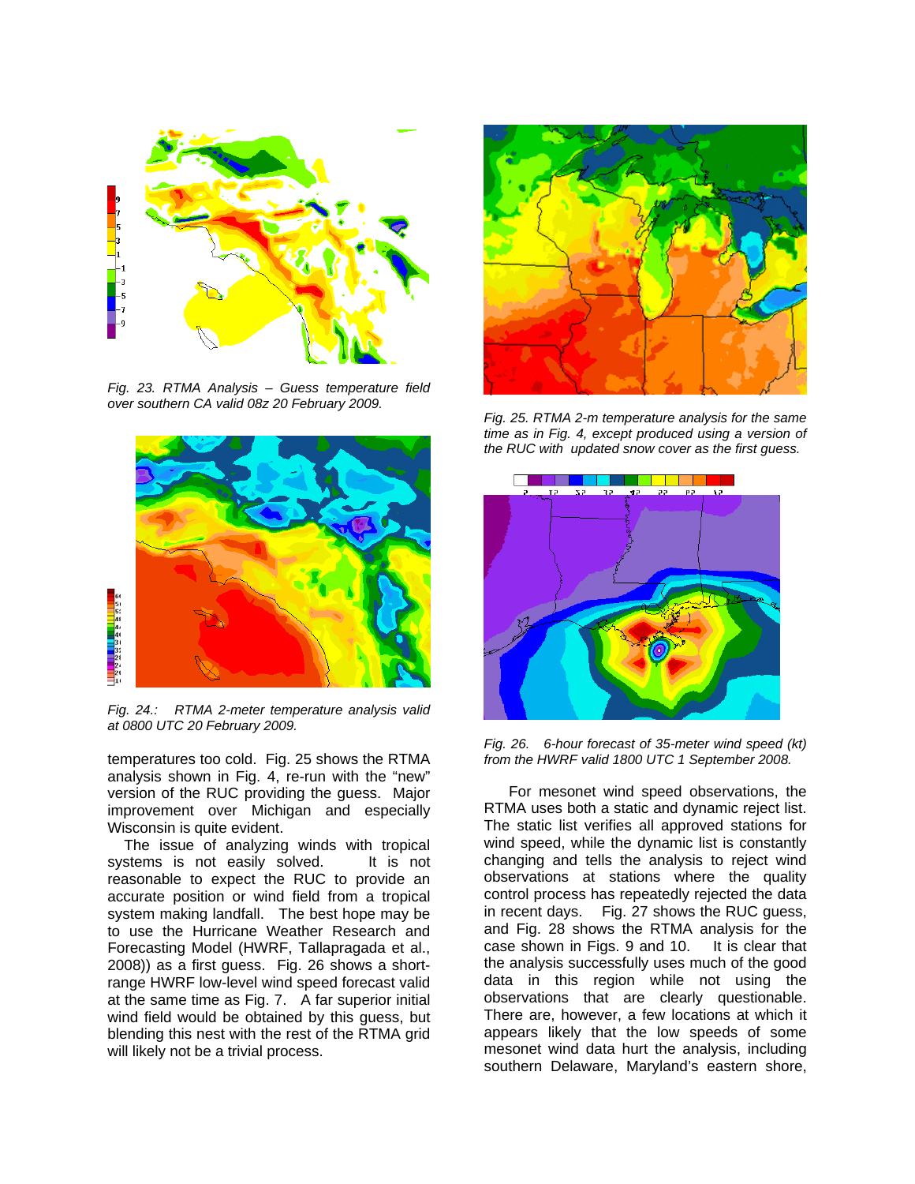Fig. 23. RTMA Analysis – Guess temperature field over southern CA valid 08z 20 February 2009.

Fig. 24.: RTMA 2-meter temperature analysis valid at 0800 UTC 20 February 2009.

temperatures too cold. Fig. 25 shows the RTMA analysis shown in Fig. 4, re-run with the "new" version of the RUC providing the guess. Major improvement over Michigan and especially Wisconsin is quite evident.

The issue of analyzing winds with tropical systems is not easily solved. It is not reasonable to expect the RUC to provide an accurate position or wind field from a tropical system making landfall. The best hope may be to use the Hurricane Weather Research and Forecasting Model (HWRF, Tallapragada et al., 2008)) as a first guess. Fig. 26 shows a short-range HWRF low-level wind speed forecast valid at the same time as Fig. 7. A far superior initial wind field would be obtained by this guess, but blending this nest with the rest of the RTMA grid will likely not be a trivial process.

Fig. 25. RTMA 2-m temperature analysis for the same time as in Fig. 4, except produced using a version of the RUC with updated snow cover as the first guess.

Fig. 26. 6-hour forecast of 35-meter wind speed (kt) from the HWRF valid 1800 UTC 1 September 2008.

For mesonet wind speed observations, the RTMA uses both a static and dynamic reject list. The static list verifies all approved stations for wind speed, while the dynamic list is constantly changing and tells the analysis to reject wind observations at stations where the quality control process has repeatedly rejected the data in recent days. Fig. 27 shows the RUC guess, and Fig. 28 shows the RTMA analysis for the case shown in Figs. 9 and 10. It is clear that the analysis successfully uses much of the good data in this region while not using the observations that are clearly questionable. There are, however, a few locations at which it appears likely that the low speeds of some mesonet wind data hurt the analysis, including southern Delaware, Maryland's eastern shore,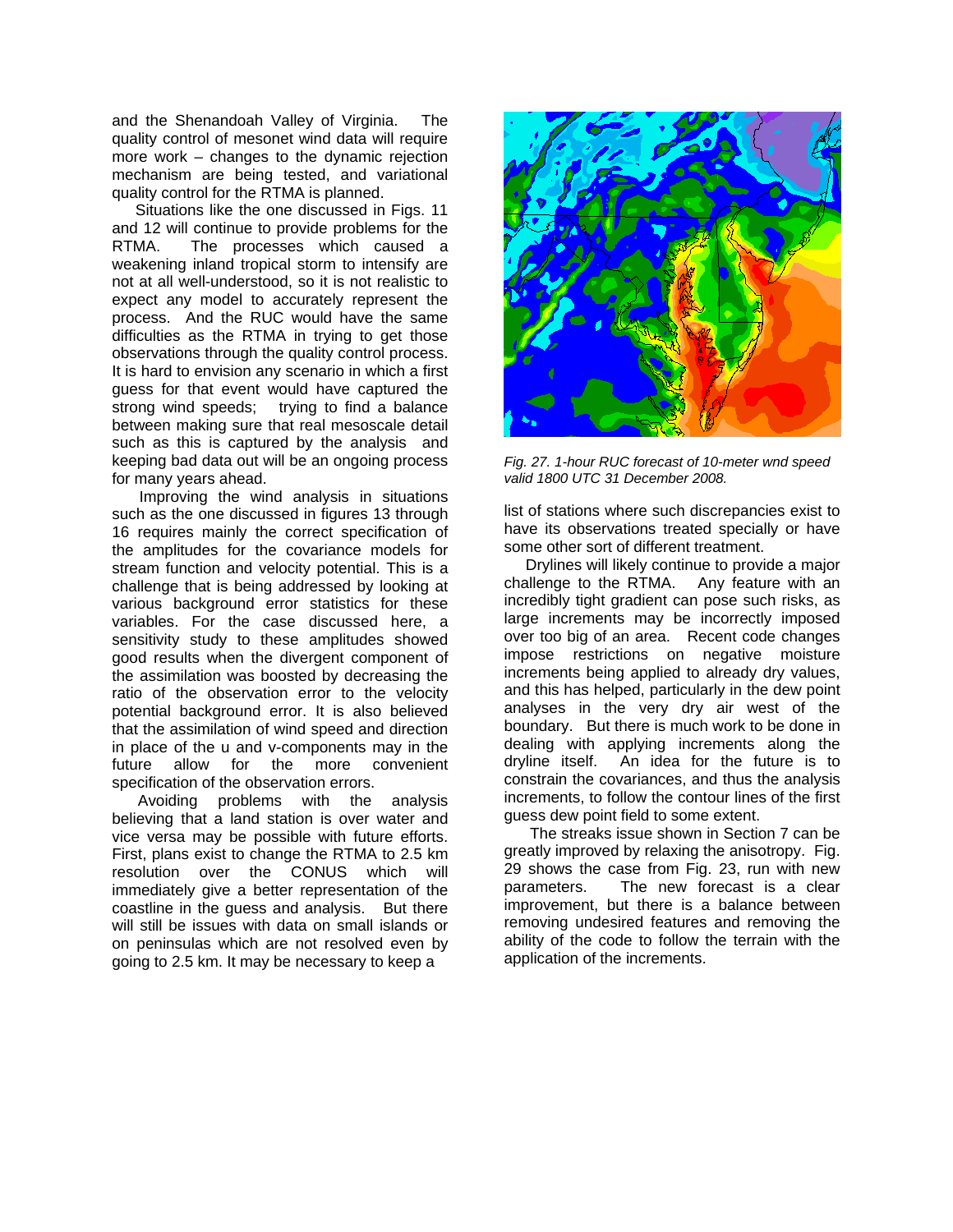and the Shenandoah Valley of Virginia. The quality control of mesonet wind data will require more work – changes to the dynamic rejection mechanism are being tested, and variational quality control for the RTMA is planned.

Situations like the one discussed in Figs. 11 and 12 will continue to provide problems for the RTMA. The processes which caused a weakening inland tropical storm to intensify are not at all well-understood, so it is not realistic to expect any model to accurately represent the process. And the RUC would have the same difficulties as the RTMA in trying to get those observations through the quality control process. It is hard to envision any scenario in which a first guess for that event would have captured the strong wind speeds; trying to find a balance between making sure that real mesoscale detail such as this is captured by the analysis and keeping bad data out will be an ongoing process for many years ahead.

Improving the wind analysis in situations such as the one discussed in figures 13 through 16 requires mainly the correct specification of the amplitudes for the covariance models for stream function and velocity potential. This is a challenge that is being addressed by looking at various background error statistics for these variables. For the case discussed here, a sensitivity study to these amplitudes showed good results when the divergent component of the assimilation was boosted by decreasing the ratio of the observation error to the velocity potential background error. It is also believed that the assimilation of wind speed and direction in place of the u and v-components may in the future allow for the more convenient specification of the observation errors.

Avoiding problems with the analysis believing that a land station is over water and vice versa may be possible with future efforts. First, plans exist to change the RTMA to 2.5 km resolution over the CONUS which will immediately give a better representation of the coastline in the guess and analysis. But there will still be issues with data on small islands or on peninsulas which are not resolved even by going to 2.5 km. It may be necessary to keep a list of stations where such discrepancies exist to have its observations treated specially or have some other sort of different treatment.

*Fig. 27. 1-hour RUC forecast of 10-meter wnd speed valid 1800 UTC 31 December 2008.*

Drylines will likely continue to provide a major challenge to the RTMA. Any feature with an incredibly tight gradient can pose such risks, as large increments may be incorrectly imposed over too big of an area. Recent code changes impose restrictions on negative moisture increments being applied to already dry values, and this has helped, particularly in the dew point analyses in the very dry air west of the boundary. But there is much work to be done in dealing with applying increments along the dryline itself. An idea for the future is to constrain the covariances, and thus the analysis increments, to follow the contour lines of the first guess dew point field to some extent.

The streaks issue shown in Section 7 can be greatly improved by relaxing the anisotropy. Fig. 29 shows the case from Fig. 23, run with new parameters. The new forecast is a clear improvement, but there is a balance between removing undesired features and removing the ability of the code to follow the terrain with the application of the increments.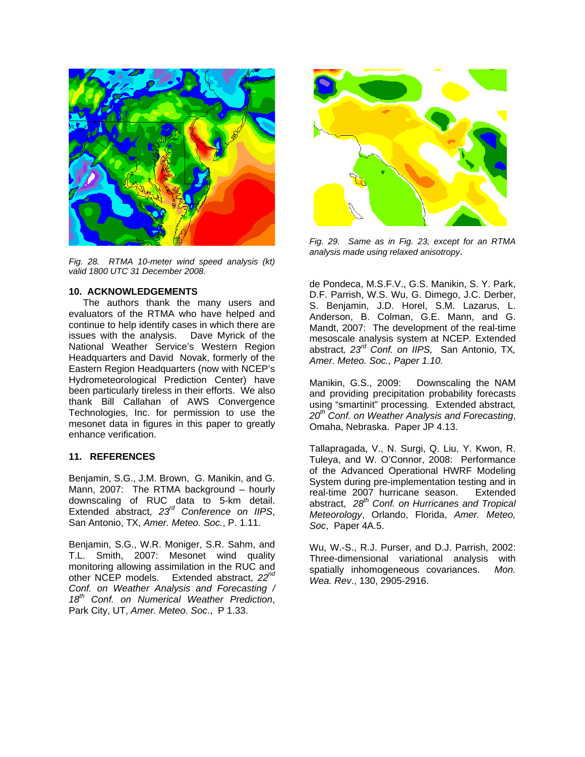*Fig. 28. RTMA 10-meter wind speed analysis (kt) valid 1800 UTC 31 December 2008.*

*Fig. 29. Same as in Fig. 23, except for an RTMA analysis made using relaxed anisotropy*.

## 10. ACKNOWLEDGEMENTS

The authors thank the many users and evaluators of the RTMA who have helped and continue to help identify cases in which there are issues with the analysis. Dave Myrick of the National Weather Service's Western Region Headquarters and David Novak, formerly of the Eastern Region Headquarters (now with NCEP's Hydrometeorological Prediction Center) have been particularly tireless in their efforts. We also thank Bill Callahan of AWS Convergence Technologies, Inc. for permission to use the mesonet data in figures in this paper to greatly enhance verification.

## 11. REFERENCES

Benjamin, S.G., J.M. Brown, G. Manikin, and G. Mann, 2007: The RTMA background – hourly downscaling of RUC data to 5-km detail. Extended abstract, *23rd Conference on IIPS*, San Antonio, TX, *Amer. Meteo. Soc.*, P. 1.11.

Benjamin, S.G., W.R. Moniger, S.R. Sahm, and T.L. Smith, 2007: Mesonet wind quality monitoring allowing assimilation in the RUC and other NCEP models. Extended abstract, *22nd Conf. on Weather Analysis and Forecasting / 18th Conf. on Numerical Weather Prediction*, Park City, UT, *Amer. Meteo. Soc*., P 1.33.

de Pondeca, M.S.F.V., G.S. Manikin, S. Y. Park, D.F. Parrish, W.S. Wu, G. Dimego, J.C. Derber, S. Benjamin, J.D. Horel, S.M. Lazarus, L. Anderson, B. Colman, G.E. Mann, and G. Mandt, 2007: The development of the real-time mesoscale analysis system at NCEP. Extended abstract*, 23rd Conf. on IIPS,* San Antonio, TX*, Amer. Meteo. Soc., Paper 1.10.*

Manikin, G.S., 2009: Downscaling the NAM and providing precipitation probability forecasts using "smartinit" processing*.* Extended abstract*, 20th Conf. on Weather Analysis and Forecasting*, Omaha, Nebraska. Paper JP 4.13.

Tallapragada, V., N. Surgi, Q. Liu, Y. Kwon, R. Tuleya, and W. O'Connor, 2008: Performance of the Advanced Operational HWRF Modeling System during pre-implementation testing and in real-time 2007 hurricane season. Extended abstract, *28th Conf. on Hurricanes and Tropical Meteorology*, Orlando, Florida, *Amer. Meteo, Soc*, Paper 4A.5.

Wu, W.-S., R.J. Purser, and D.J. Parrish, 2002: Three-dimensional variational analysis with spatially inhomogeneous covariances. *Mon. Wea. Rev*., 130, 2905-2916.